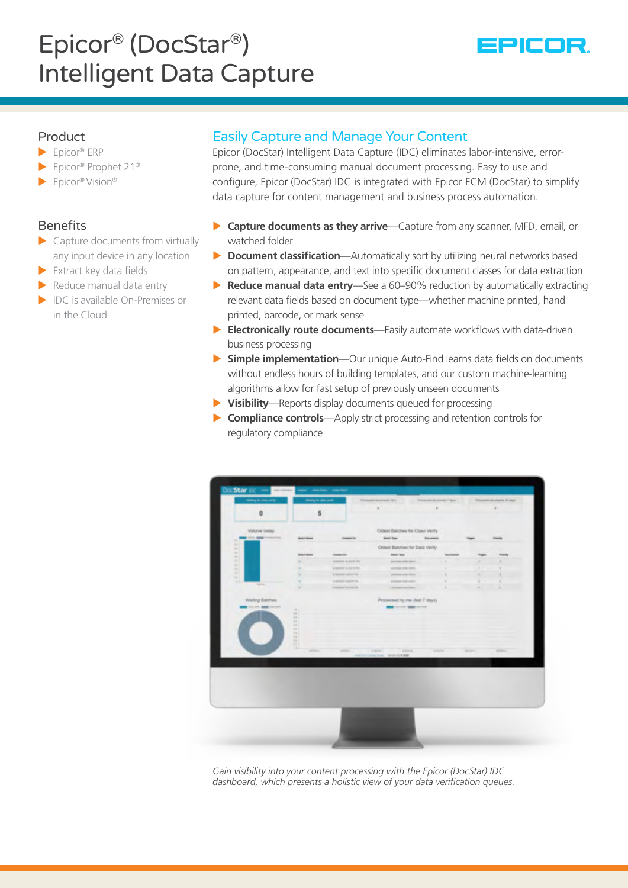# Epicor® (DocStar®) Intelligent Data Capture

## Product

- Epicor® ERP
- Epicor® Prophet 21®
- Epicor® Vision®

## Benefits

- Capture documents from virtually any input device in any location
- Extract key data fields
- Reduce manual data entry
- IDC is available On-Premises or in the Cloud

## Easily Capture and Manage Your Content

Epicor (DocStar) Intelligent Data Capture (IDC) eliminates labor-intensive, error-prone, and time-consuming manual document processing. Easy to use and configure, Epicor (DocStar) IDC is integrated with Epicor ECM (DocStar) to simplify data capture for content management and business process automation.

- **Capture documents as they arrive**—Capture from any scanner, MFD, email, or watched folder
- **Document classification**—Automatically sort by utilizing neural networks based on pattern, appearance, and text into specific document classes for data extraction
- **Reduce manual data entry**—See a 60–90% reduction by automatically extracting relevant data fields based on document type—whether machine printed, hand printed, barcode, or mark sense
- **Electronically route documents**—Easily automate workflows with data-driven business processing
- **Simple implementation**—Our unique Auto-Find learns data fields on documents without endless hours of building templates, and our custom machine-learning algorithms allow for fast setup of previously unseen documents
- **Visibility**—Reports display documents queued for processing
- **Compliance controls**—Apply strict processing and retention controls for regulatory compliance

*Gain visibility into your content processing with the Epicor (DocStar) IDC dashboard, which presents a holistic view of your data verification queues.*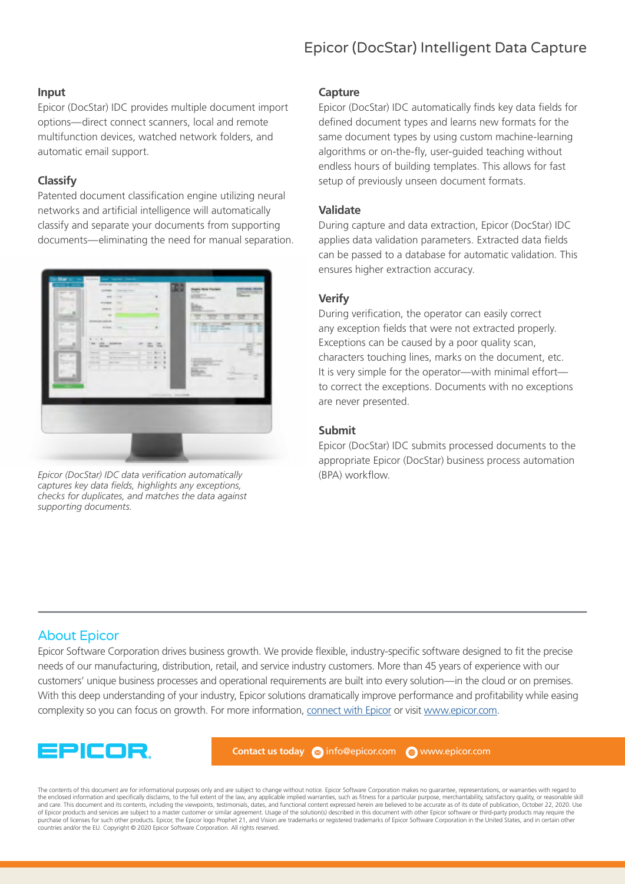# Epicor (DocStar) Intelligent Data Capture

### Input

Epicor (DocStar) IDC provides multiple document import options—direct connect scanners, local and remote multifunction devices, watched network folders, and automatic email support.

### Classify

Patented document classification engine utilizing neural networks and artificial intelligence will automatically classify and separate your documents from supporting documents—eliminating the need for manual separation.

*Epicor (DocStar) IDC data verification automatically captures key data fields, highlights any exceptions, checks for duplicates, and matches the data against supporting documents.*

### Capture

Epicor (DocStar) IDC automatically finds key data fields for defined document types and learns new formats for the same document types by using custom machine-learning algorithms or on-the-fly, user-guided teaching without endless hours of building templates. This allows for fast setup of previously unseen document formats.

### Validate

During capture and data extraction, Epicor (DocStar) IDC applies data validation parameters. Extracted data fields can be passed to a database for automatic validation. This ensures higher extraction accuracy.

### Verify

During verification, the operator can easily correct any exception fields that were not extracted properly. Exceptions can be caused by a poor quality scan, characters touching lines, marks on the document, etc. It is very simple for the operator—with minimal effort—to correct the exceptions. Documents with no exceptions are never presented.

### Submit

Epicor (DocStar) IDC submits processed documents to the appropriate Epicor (DocStar) business process automation (BPA) workflow.

## About Epicor

Epicor Software Corporation drives business growth. We provide flexible, industry-specific software designed to fit the precise needs of our manufacturing, distribution, retail, and service industry customers. More than 45 years of experience with our customers' unique business processes and operational requirements are built into every solution—in the cloud or on premises. With this deep understanding of your industry, Epicor solutions dramatically improve performance and profitability while easing complexity so you can focus on growth. For more information, connect with Epicor or visit www.epicor.com.

EPICOR

**Contact us today** info@epicor.com www.epicor.com

The contents of this document are for informational purposes only and are subject to change without notice. Epicor Software Corporation makes no guarantee, representations, or warranties with regard to the enclosed information and specifically disclaims, to the full extent of the law, any applicable implied warranties, such as fitness for a particular purpose, merchantability, satisfactory quality, or reasonable skill and care. This document and its contents, including the viewpoints, testimonials, dates, and functional content expressed herein are believed to be accurate as of its date of publication, October 22, 2020. Use of Epicor products and services are subject to a master customer or similar agreement. Usage of the solution(s) described in this document with other Epicor software or third-party products may require the purchase of licenses for such other products. Epicor, the Epicor logo Prophet 21, and Vision are trademarks or registered trademarks of Epicor Software Corporation in the United States, and in certain other countries and/or the EU. Copyright © 2020 Epicor Software Corporation. All rights reserved.